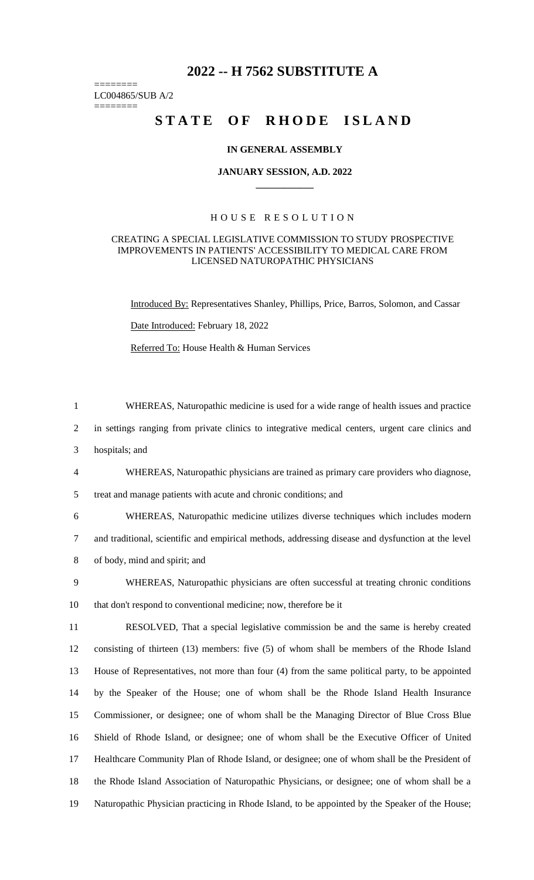# 2022 -- H 7562 SUBSTITUTE A

========
LC004865/SUB A/2
========

## STATE OF RHODE ISLAND

**IN GENERAL ASSEMBLY**

**JANUARY SESSION, A.D. 2022**

____________

HOUSE RESOLUTION

CREATING A SPECIAL LEGISLATIVE COMMISSION TO STUDY PROSPECTIVE IMPROVEMENTS IN PATIENTS' ACCESSIBILITY TO MEDICAL CARE FROM LICENSED NATUROPATHIC PHYSICIANS

Introduced By: Representatives Shanley, Phillips, Price, Barros, Solomon, and Cassar

Date Introduced: February 18, 2022

Referred To: House Health & Human Services

1 WHEREAS, Naturopathic medicine is used for a wide range of health issues and practice
2 in settings ranging from private clinics to integrative medical centers, urgent care clinics and
3 hospitals; and

4 WHEREAS, Naturopathic physicians are trained as primary care providers who diagnose,
5 treat and manage patients with acute and chronic conditions; and

6 WHEREAS, Naturopathic medicine utilizes diverse techniques which includes modern
7 and traditional, scientific and empirical methods, addressing disease and dysfunction at the level
8 of body, mind and spirit; and

9 WHEREAS, Naturopathic physicians are often successful at treating chronic conditions
10 that don't respond to conventional medicine; now, therefore be it

11 RESOLVED, That a special legislative commission be and the same is hereby created
12 consisting of thirteen (13) members: five (5) of whom shall be members of the Rhode Island
13 House of Representatives, not more than four (4) from the same political party, to be appointed
14 by the Speaker of the House; one of whom shall be the Rhode Island Health Insurance
15 Commissioner, or designee; one of whom shall be the Managing Director of Blue Cross Blue
16 Shield of Rhode Island, or designee; one of whom shall be the Executive Officer of United
17 Healthcare Community Plan of Rhode Island, or designee; one of whom shall be the President of
18 the Rhode Island Association of Naturopathic Physicians, or designee; one of whom shall be a
19 Naturopathic Physician practicing in Rhode Island, to be appointed by the Speaker of the House;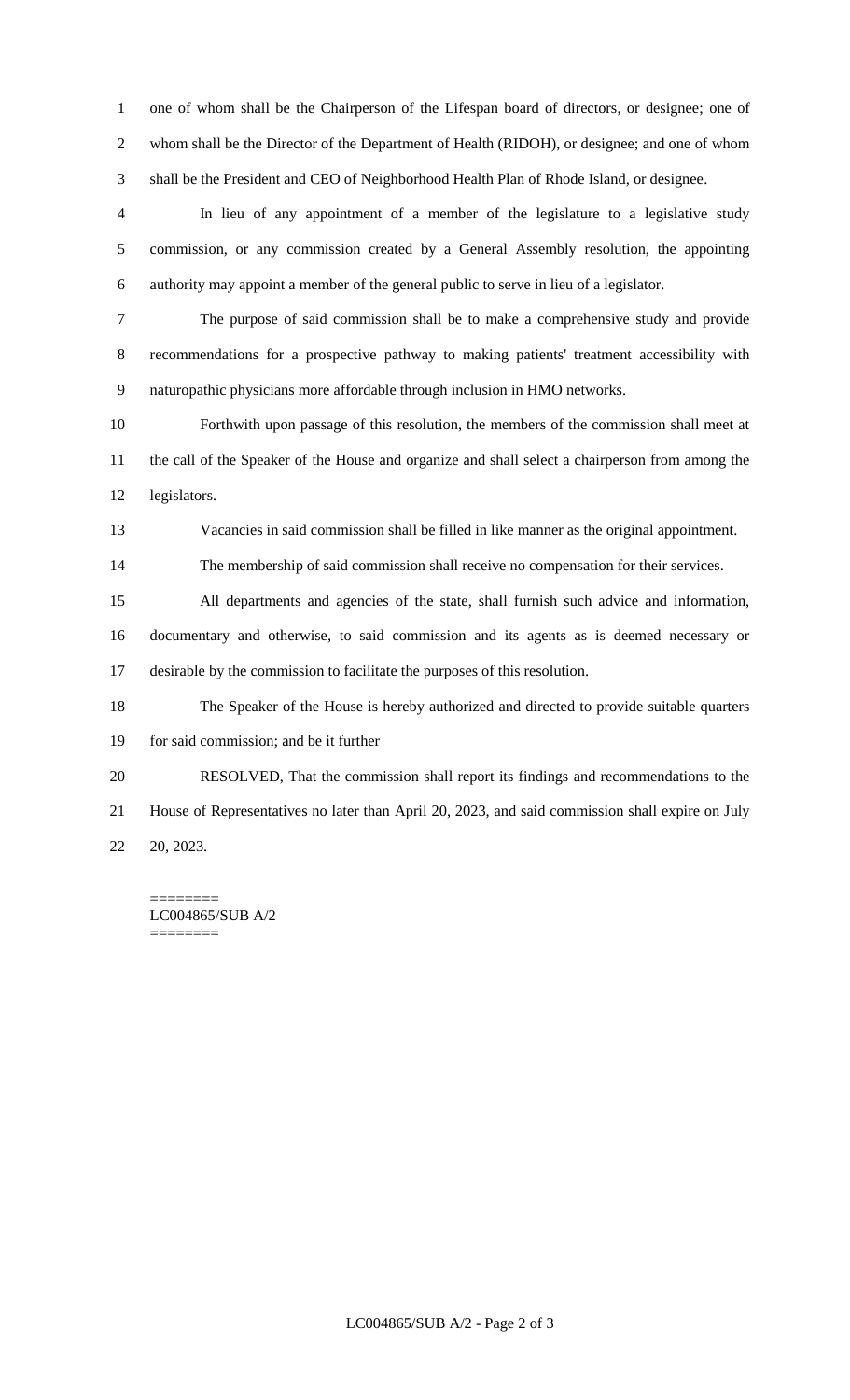one of whom shall be the Chairperson of the Lifespan board of directors, or designee; one of whom shall be the Director of the Department of Health (RIDOH), or designee; and one of whom shall be the President and CEO of Neighborhood Health Plan of Rhode Island, or designee.

In lieu of any appointment of a member of the legislature to a legislative study commission, or any commission created by a General Assembly resolution, the appointing authority may appoint a member of the general public to serve in lieu of a legislator.

The purpose of said commission shall be to make a comprehensive study and provide recommendations for a prospective pathway to making patients' treatment accessibility with naturopathic physicians more affordable through inclusion in HMO networks.

Forthwith upon passage of this resolution, the members of the commission shall meet at the call of the Speaker of the House and organize and shall select a chairperson from among the legislators.

Vacancies in said commission shall be filled in like manner as the original appointment.

The membership of said commission shall receive no compensation for their services.

All departments and agencies of the state, shall furnish such advice and information, documentary and otherwise, to said commission and its agents as is deemed necessary or desirable by the commission to facilitate the purposes of this resolution.

The Speaker of the House is hereby authorized and directed to provide suitable quarters for said commission; and be it further

RESOLVED, That the commission shall report its findings and recommendations to the House of Representatives no later than April 20, 2023, and said commission shall expire on July 20, 2023.

========
LC004865/SUB A/2
========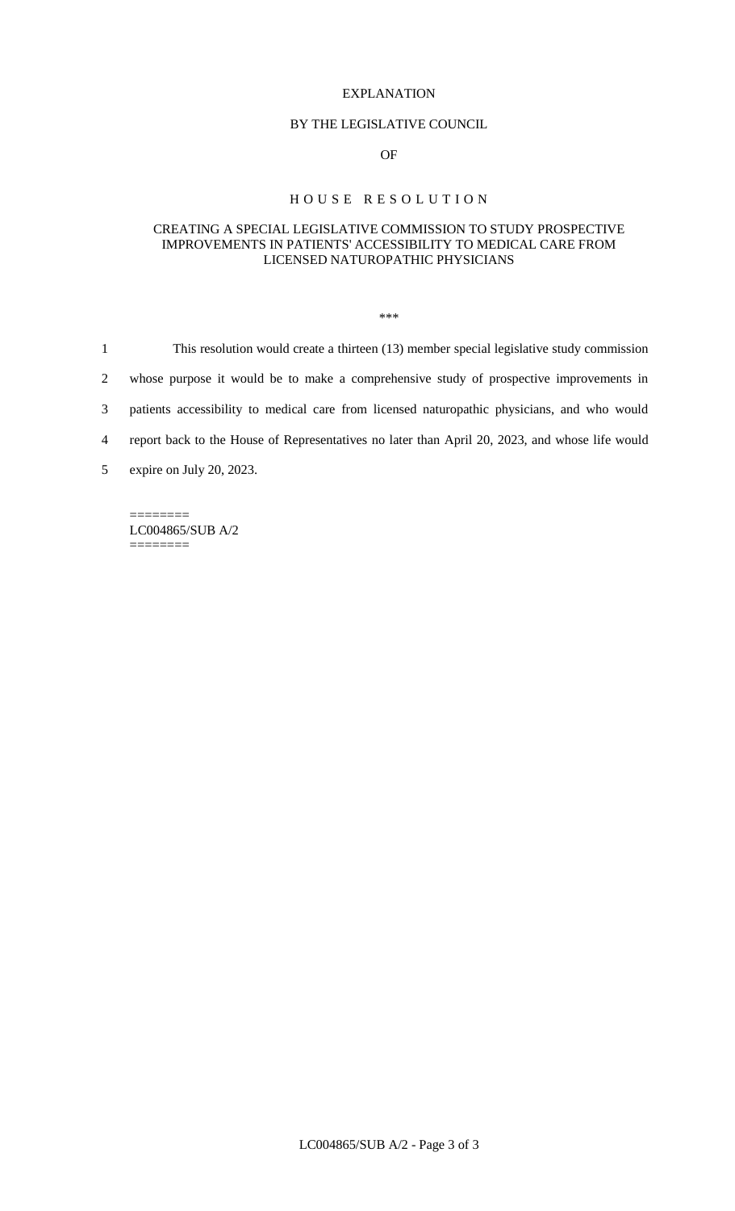EXPLANATION

BY THE LEGISLATIVE COUNCIL

OF

# H O U S E R E S O L U T I O N

## CREATING A SPECIAL LEGISLATIVE COMMISSION TO STUDY PROSPECTIVE IMPROVEMENTS IN PATIENTS' ACCESSIBILITY TO MEDICAL CARE FROM LICENSED NATUROPATHIC PHYSICIANS

\*\*\*

1 This resolution would create a thirteen (13) member special legislative study commission
2 whose purpose it would be to make a comprehensive study of prospective improvements in
3 patients accessibility to medical care from licensed naturopathic physicians, and who would
4 report back to the House of Representatives no later than April 20, 2023, and whose life would
5 expire on July 20, 2023.

========
LC004865/SUB A/2
========